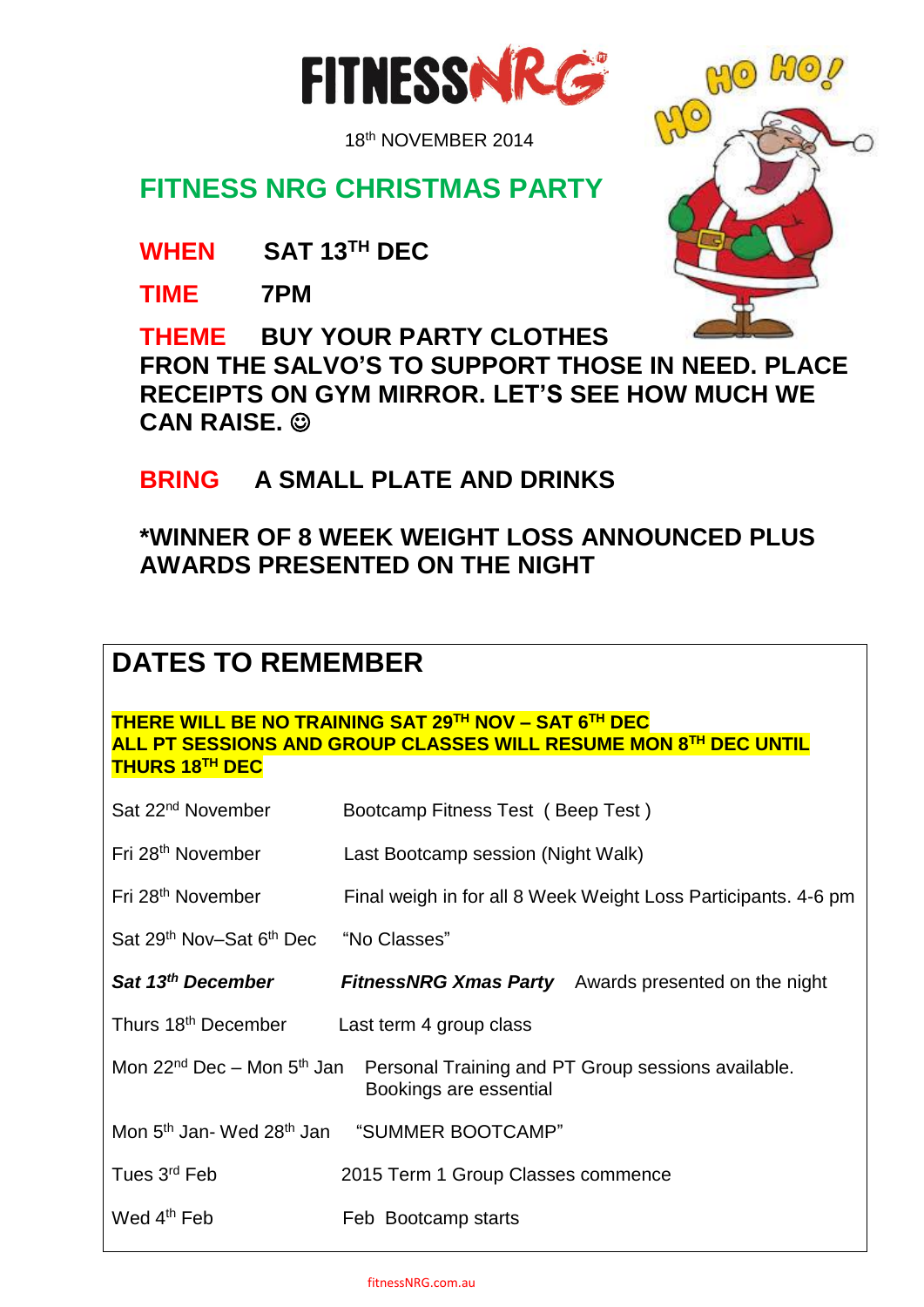FITNESSNRG

18th NOVEMBER 2014

## FITNESS NRG CHRISTMAS PARTY

**WHEN** **SAT 13TH DEC**

**TIME** **7PM**

**THEME** **BUY YOUR PARTY CLOTHES FRON THE SALVO'S TO SUPPORT THOSE IN NEED. PLACE RECEIPTS ON GYM MIRROR. LET'S SEE HOW MUCH WE CAN RAISE. ☺**

**BRING** **A SMALL PLATE AND DRINKS**

**\*WINNER OF 8 WEEK WEIGHT LOSS ANNOUNCED PLUS AWARDS PRESENTED ON THE NIGHT**

## DATES TO REMEMBER

**THERE WILL BE NO TRAINING SAT 29TH NOV – SAT 6TH DEC**
**ALL PT SESSIONS AND GROUP CLASSES WILL RESUME MON 8TH DEC UNTIL THURS 18TH DEC**

| | |
|---|---|
| Sat 22nd November | Bootcamp Fitness Test ( Beep Test ) |
| Fri 28th November | Last Bootcamp session (Night Walk) |
| Fri 28th November | Final weigh in for all 8 Week Weight Loss Participants. 4-6 pm |
| Sat 29th Nov–Sat 6th Dec | "No Classes" |
| ***Sat 13th December*** | ***FitnessNRG Xmas Party*** Awards presented on the night |
| Thurs 18th December | Last term 4 group class |
| Mon 22nd Dec – Mon 5th Jan | Personal Training and PT Group sessions available. Bookings are essential |
| Mon 5th Jan- Wed 28th Jan | "SUMMER BOOTCAMP" |
| Tues 3rd Feb | 2015 Term 1 Group Classes commence |
| Wed 4th Feb | Feb Bootcamp starts |

fitnessNRG.com.au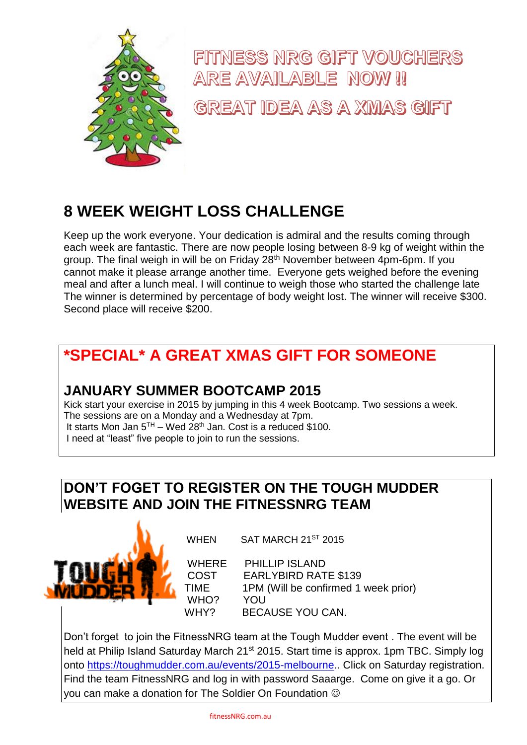# FITNESS NRG GIFT VOUCHERS ARE AVAILABLE NOW !!

# GREAT IDEA AS A XMAS GIFT

## 8 WEEK WEIGHT LOSS CHALLENGE

Keep up the work everyone. Your dedication is admiral and the results coming through each week are fantastic. There are now people losing between 8-9 kg of weight within the group. The final weigh in will be on Friday 28th November between 4pm-6pm. If you cannot make it please arrange another time. Everyone gets weighed before the evening meal and after a lunch meal. I will continue to weigh those who started the challenge late The winner is determined by percentage of body weight lost. The winner will receive $300. Second place will receive $200.

## *SPECIAL* A GREAT XMAS GIFT FOR SOMEONE

### JANUARY SUMMER BOOTCAMP 2015

Kick start your exercise in 2015 by jumping in this 4 week Bootcamp. Two sessions a week. The sessions are on a Monday and a Wednesday at 7pm.
It starts Mon Jan 5TH – Wed 28th Jan. Cost is a reduced $100.
I need at "least" five people to join to run the sessions.

## DON'T FOGET TO REGISTER ON THE TOUGH MUDDER WEBSITE AND JOIN THE FITNESSNRG TEAM

| | |
|---|---|
| WHEN | SAT MARCH 21ST 2015 |
| WHERE | PHILLIP ISLAND |
| COST | EARLYBIRD RATE $139 |
| TIME | 1PM (Will be confirmed 1 week prior) |
| WHO? | YOU |
| WHY? | BECAUSE YOU CAN. |

Don't forget to join the FitnessNRG team at the Tough Mudder event . The event will be held at Philip Island Saturday March 21st 2015. Start time is approx. 1pm TBC. Simply log onto https://toughmudder.com.au/events/2015-melbourne.. Click on Saturday registration. Find the team FitnessNRG and log in with password Saaarge. Come on give it a go. Or you can make a donation for The Soldier On Foundation ☺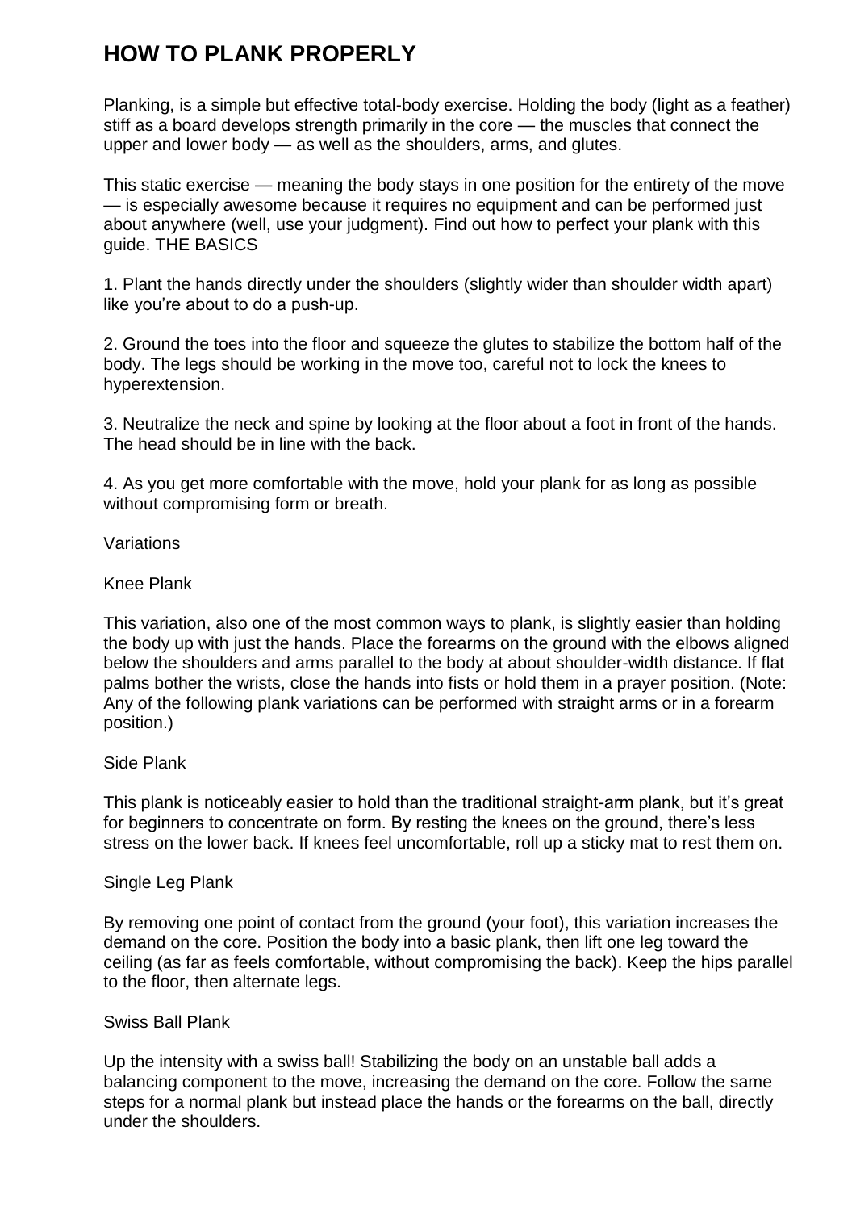# HOW TO PLANK PROPERLY

Planking, is a simple but effective total-body exercise. Holding the body (light as a feather) stiff as a board develops strength primarily in the core — the muscles that connect the upper and lower body — as well as the shoulders, arms, and glutes.

This static exercise — meaning the body stays in one position for the entirety of the move — is especially awesome because it requires no equipment and can be performed just about anywhere (well, use your judgment). Find out how to perfect your plank with this guide. THE BASICS

1. Plant the hands directly under the shoulders (slightly wider than shoulder width apart) like you're about to do a push-up.

2. Ground the toes into the floor and squeeze the glutes to stabilize the bottom half of the body. The legs should be working in the move too, careful not to lock the knees to hyperextension.

3. Neutralize the neck and spine by looking at the floor about a foot in front of the hands. The head should be in line with the back.

4. As you get more comfortable with the move, hold your plank for as long as possible without compromising form or breath.

Variations

Knee Plank

This variation, also one of the most common ways to plank, is slightly easier than holding the body up with just the hands. Place the forearms on the ground with the elbows aligned below the shoulders and arms parallel to the body at about shoulder-width distance. If flat palms bother the wrists, close the hands into fists or hold them in a prayer position. (Note: Any of the following plank variations can be performed with straight arms or in a forearm position.)

Side Plank

This plank is noticeably easier to hold than the traditional straight-arm plank, but it's great for beginners to concentrate on form. By resting the knees on the ground, there's less stress on the lower back. If knees feel uncomfortable, roll up a sticky mat to rest them on.

Single Leg Plank

By removing one point of contact from the ground (your foot), this variation increases the demand on the core. Position the body into a basic plank, then lift one leg toward the ceiling (as far as feels comfortable, without compromising the back). Keep the hips parallel to the floor, then alternate legs.

Swiss Ball Plank

Up the intensity with a swiss ball! Stabilizing the body on an unstable ball adds a balancing component to the move, increasing the demand on the core. Follow the same steps for a normal plank but instead place the hands or the forearms on the ball, directly under the shoulders.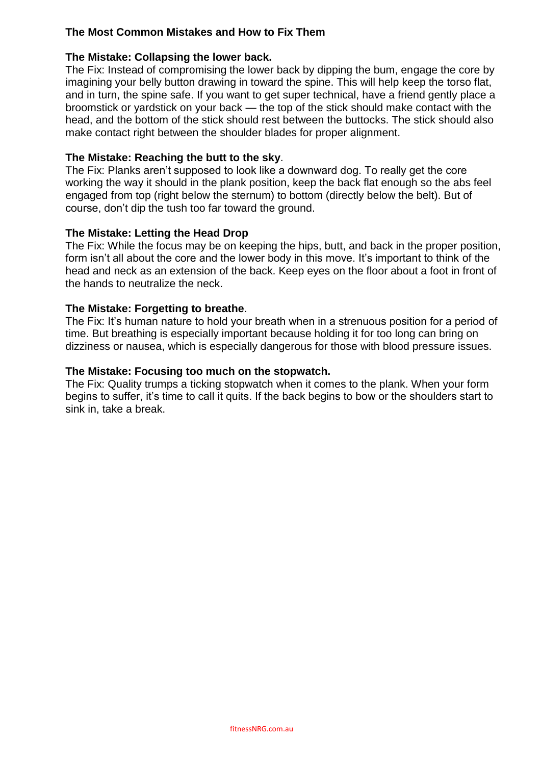## The Most Common Mistakes and How to Fix Them

**The Mistake: Collapsing the lower back.**

The Fix: Instead of compromising the lower back by dipping the bum, engage the core by imagining your belly button drawing in toward the spine. This will help keep the torso flat, and in turn, the spine safe. If you want to get super technical, have a friend gently place a broomstick or yardstick on your back — the top of the stick should make contact with the head, and the bottom of the stick should rest between the buttocks. The stick should also make contact right between the shoulder blades for proper alignment.

**The Mistake: Reaching the butt to the sky**.

The Fix: Planks aren't supposed to look like a downward dog. To really get the core working the way it should in the plank position, keep the back flat enough so the abs feel engaged from top (right below the sternum) to bottom (directly below the belt). But of course, don't dip the tush too far toward the ground.

**The Mistake: Letting the Head Drop**

The Fix: While the focus may be on keeping the hips, butt, and back in the proper position, form isn't all about the core and the lower body in this move. It's important to think of the head and neck as an extension of the back. Keep eyes on the floor about a foot in front of the hands to neutralize the neck.

**The Mistake: Forgetting to breathe**.

The Fix: It's human nature to hold your breath when in a strenuous position for a period of time. But breathing is especially important because holding it for too long can bring on dizziness or nausea, which is especially dangerous for those with blood pressure issues.

**The Mistake: Focusing too much on the stopwatch.**

The Fix: Quality trumps a ticking stopwatch when it comes to the plank. When your form begins to suffer, it's time to call it quits. If the back begins to bow or the shoulders start to sink in, take a break.